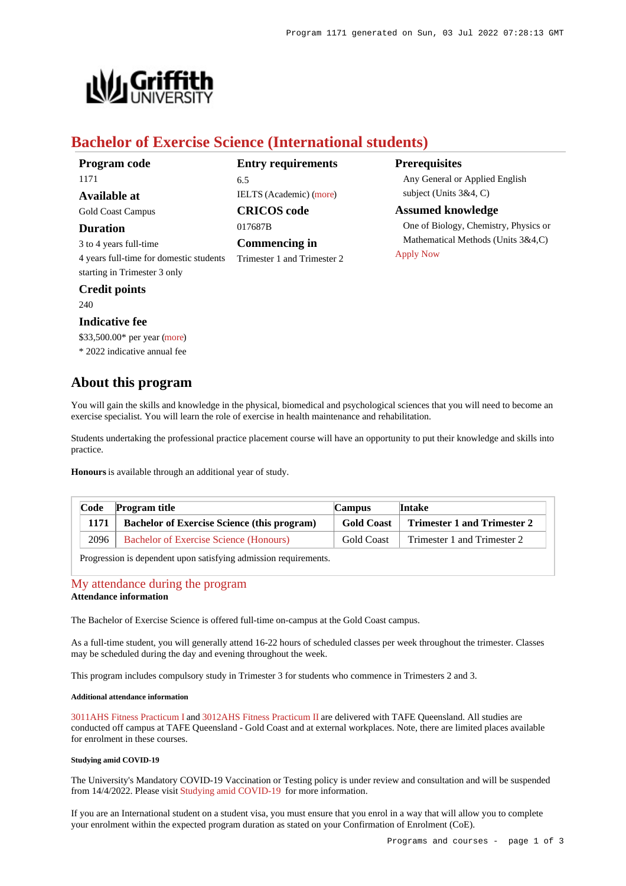# Bachelor of Exercise Science (International students)

**Program code**
1171

**Available at**
Gold Coast Campus

**Duration**
3 to 4 years full-time
4 years full-time for domestic students starting in Trimester 3 only

**Credit points**
240

**Indicative fee**
$33,500.00* per year (more)
* 2022 indicative annual fee

**Entry requirements**
6.5
IELTS (Academic) (more)

**CRICOS code**
017687B

**Commencing in**
Trimester 1 and Trimester 2

**Prerequisites**
Any General or Applied English subject (Units 3&4, C)

**Assumed knowledge**
One of Biology, Chemistry, Physics or Mathematical Methods (Units 3&4,C)

Apply Now

## About this program

You will gain the skills and knowledge in the physical, biomedical and psychological sciences that you will need to become an exercise specialist. You will learn the role of exercise in health maintenance and rehabilitation.

Students undertaking the professional practice placement course will have an opportunity to put their knowledge and skills into practice.

**Honours** is available through an additional year of study.

| Code | Program title | Campus | Intake |
|---|---|---|---|
| **1171** | **Bachelor of Exercise Science (this program)** | **Gold Coast** | **Trimester 1 and Trimester 2** |
| 2096 | Bachelor of Exercise Science (Honours) | Gold Coast | Trimester 1 and Trimester 2 |

Progression is dependent upon satisfying admission requirements.

## My attendance during the program

**Attendance information**

The Bachelor of Exercise Science is offered full-time on-campus at the Gold Coast campus.

As a full-time student, you will generally attend 16-22 hours of scheduled classes per week throughout the trimester. Classes may be scheduled during the day and evening throughout the week.

This program includes compulsory study in Trimester 3 for students who commence in Trimesters 2 and 3.

##### Additional attendance information

3011AHS Fitness Practicum I and 3012AHS Fitness Practicum II are delivered with TAFE Queensland. All studies are conducted off campus at TAFE Queensland - Gold Coast and at external workplaces. Note, there are limited places available for enrolment in these courses.

##### Studying amid COVID-19

The University's Mandatory COVID-19 Vaccination or Testing policy is under review and consultation and will be suspended from 14/4/2022. Please visit Studying amid COVID-19 for more information.

If you are an International student on a student visa, you must ensure that you enrol in a way that will allow you to complete your enrolment within the expected program duration as stated on your Confirmation of Enrolment (CoE).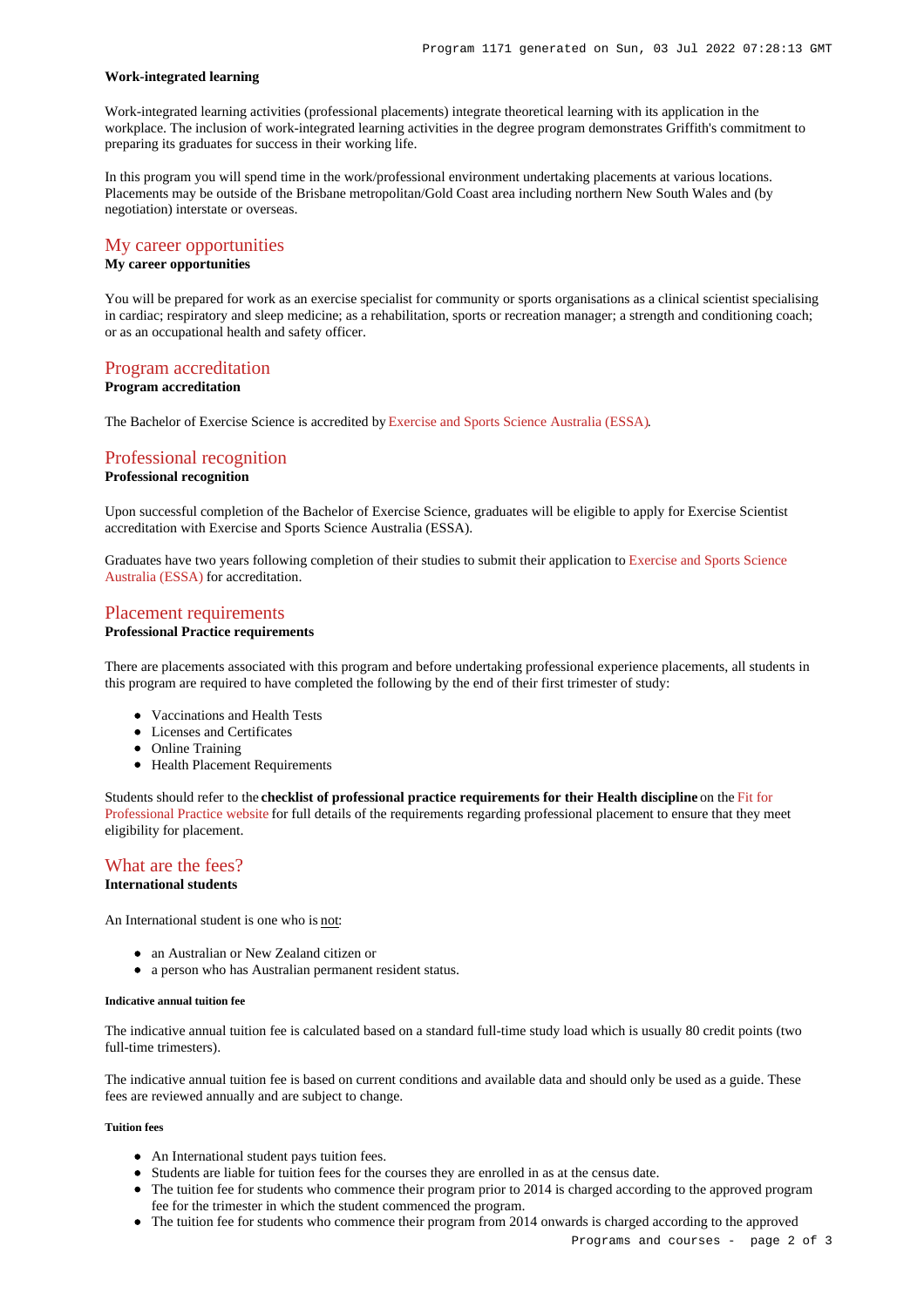### Work-integrated learning

Work-integrated learning activities (professional placements) integrate theoretical learning with its application in the workplace. The inclusion of work-integrated learning activities in the degree program demonstrates Griffith's commitment to preparing its graduates for success in their working life.

In this program you will spend time in the work/professional environment undertaking placements at various locations. Placements may be outside of the Brisbane metropolitan/Gold Coast area including northern New South Wales and (by negotiation) interstate or overseas.

## My career opportunities

### My career opportunities

You will be prepared for work as an exercise specialist for community or sports organisations as a clinical scientist specialising in cardiac; respiratory and sleep medicine; as a rehabilitation, sports or recreation manager; a strength and conditioning coach; or as an occupational health and safety officer.

## Program accreditation

### Program accreditation

The Bachelor of Exercise Science is accredited by Exercise and Sports Science Australia (ESSA).

## Professional recognition

### Professional recognition

Upon successful completion of the Bachelor of Exercise Science, graduates will be eligible to apply for Exercise Scientist accreditation with Exercise and Sports Science Australia (ESSA).

Graduates have two years following completion of their studies to submit their application to Exercise and Sports Science Australia (ESSA) for accreditation.

## Placement requirements

### Professional Practice requirements

There are placements associated with this program and before undertaking professional experience placements, all students in this program are required to have completed the following by the end of their first trimester of study:

- Vaccinations and Health Tests
- Licenses and Certificates
- Online Training
- Health Placement Requirements

Students should refer to the **checklist of professional practice requirements for their Health discipline** on the Fit for Professional Practice website for full details of the requirements regarding professional placement to ensure that they meet eligibility for placement.

## What are the fees?

### International students

An International student is one who is not:

- an Australian or New Zealand citizen or
- a person who has Australian permanent resident status.

#### Indicative annual tuition fee

The indicative annual tuition fee is calculated based on a standard full-time study load which is usually 80 credit points (two full-time trimesters).

The indicative annual tuition fee is based on current conditions and available data and should only be used as a guide. These fees are reviewed annually and are subject to change.

#### Tuition fees

- An International student pays tuition fees.
- Students are liable for tuition fees for the courses they are enrolled in as at the census date.
- The tuition fee for students who commence their program prior to 2014 is charged according to the approved program fee for the trimester in which the student commenced the program.
- The tuition fee for students who commence their program from 2014 onwards is charged according to the approved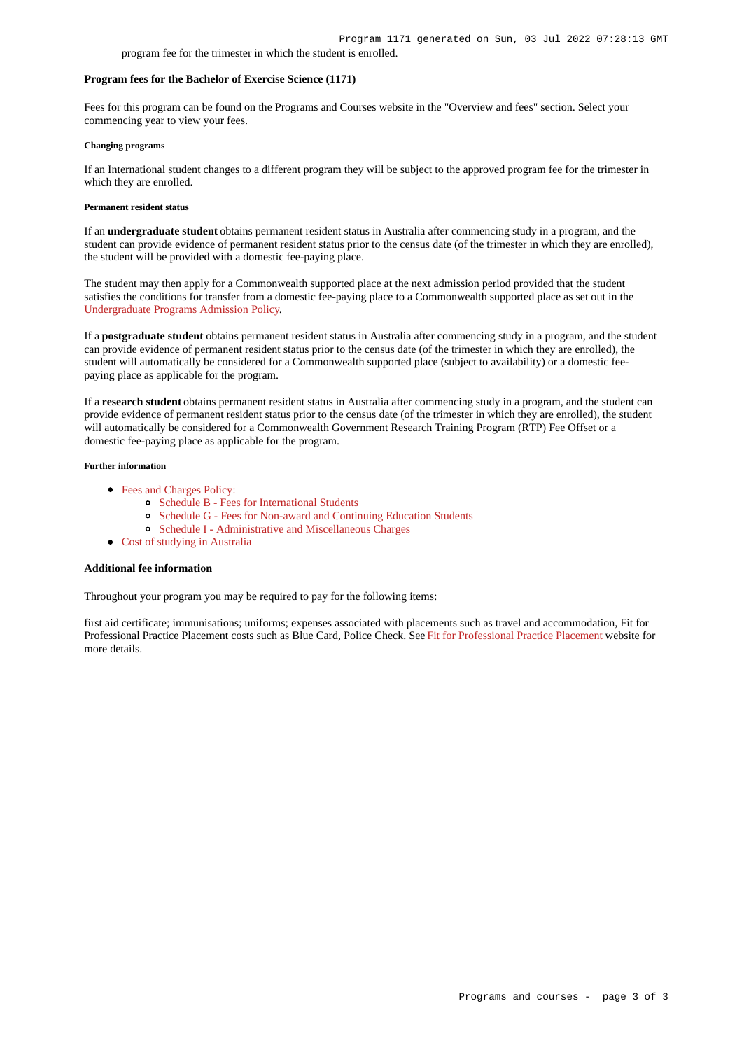program fee for the trimester in which the student is enrolled.

### Program fees for the Bachelor of Exercise Science (1171)

Fees for this program can be found on the Programs and Courses website in the "Overview and fees" section. Select your commencing year to view your fees.

#### Changing programs

If an International student changes to a different program they will be subject to the approved program fee for the trimester in which they are enrolled.

#### Permanent resident status

If an **undergraduate student** obtains permanent resident status in Australia after commencing study in a program, and the student can provide evidence of permanent resident status prior to the census date (of the trimester in which they are enrolled), the student will be provided with a domestic fee-paying place.

The student may then apply for a Commonwealth supported place at the next admission period provided that the student satisfies the conditions for transfer from a domestic fee-paying place to a Commonwealth supported place as set out in the Undergraduate Programs Admission Policy.

If a **postgraduate student** obtains permanent resident status in Australia after commencing study in a program, and the student can provide evidence of permanent resident status prior to the census date (of the trimester in which they are enrolled), the student will automatically be considered for a Commonwealth supported place (subject to availability) or a domestic fee-paying place as applicable for the program.

If a **research student** obtains permanent resident status in Australia after commencing study in a program, and the student can provide evidence of permanent resident status prior to the census date (of the trimester in which they are enrolled), the student will automatically be considered for a Commonwealth Government Research Training Program (RTP) Fee Offset or a domestic fee-paying place as applicable for the program.

#### Further information

- Fees and Charges Policy:
  - Schedule B - Fees for International Students
  - Schedule G - Fees for Non-award and Continuing Education Students
  - Schedule I - Administrative and Miscellaneous Charges
- Cost of studying in Australia

### Additional fee information

Throughout your program you may be required to pay for the following items:

first aid certificate; immunisations; uniforms; expenses associated with placements such as travel and accommodation, Fit for Professional Practice Placement costs such as Blue Card, Police Check. See Fit for Professional Practice Placement website for more details.